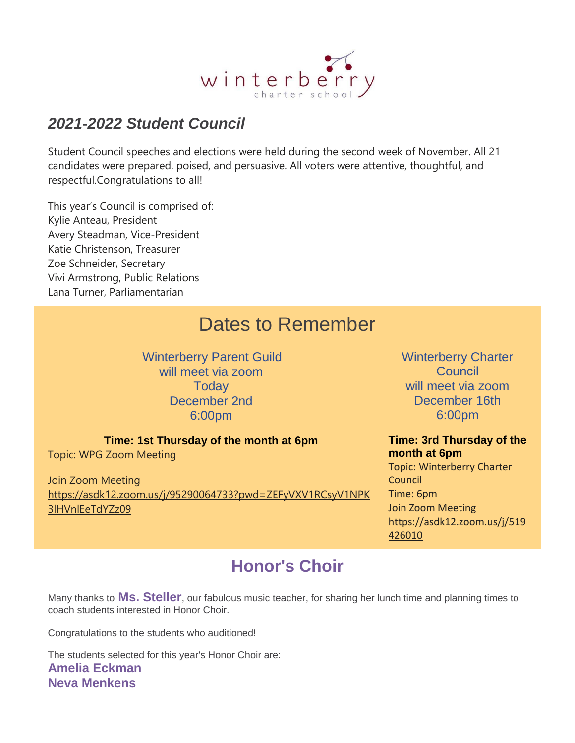winterberry
charter school

## *2021-2022 Student Council*

Student Council speeches and elections were held during the second week of November. All 21 candidates were prepared, poised, and persuasive. All voters were attentive, thoughtful, and respectful.Congratulations to all!

This year's Council is comprised of:
Kylie Anteau, President
Avery Steadman, Vice-President
Katie Christenson, Treasurer
Zoe Schneider, Secretary
Vivi Armstrong, Public Relations
Lana Turner, Parliamentarian

# Dates to Remember

Winterberry Parent Guild
will meet via zoom
Today
December 2nd
6:00pm

**Time: 1st Thursday of the month at 6pm**
Topic: WPG Zoom Meeting

Join Zoom Meeting
https://asdk12.zoom.us/j/95290064733?pwd=ZEFyVXV1RCsyV1NPK3lHVnlEeTdYZz09

Winterberry Charter Council
will meet via zoom
December 16th
6:00pm

**Time: 3rd Thursday of the month at 6pm**
Topic: Winterberry Charter Council
Time: 6pm
Join Zoom Meeting
https://asdk12.zoom.us/j/519426010

## Honor's Choir

Many thanks to **Ms. Steller**, our fabulous music teacher, for sharing her lunch time and planning times to coach students interested in Honor Choir.

Congratulations to the students who auditioned!

The students selected for this year's Honor Choir are:
**Amelia Eckman**
**Neva Menkens**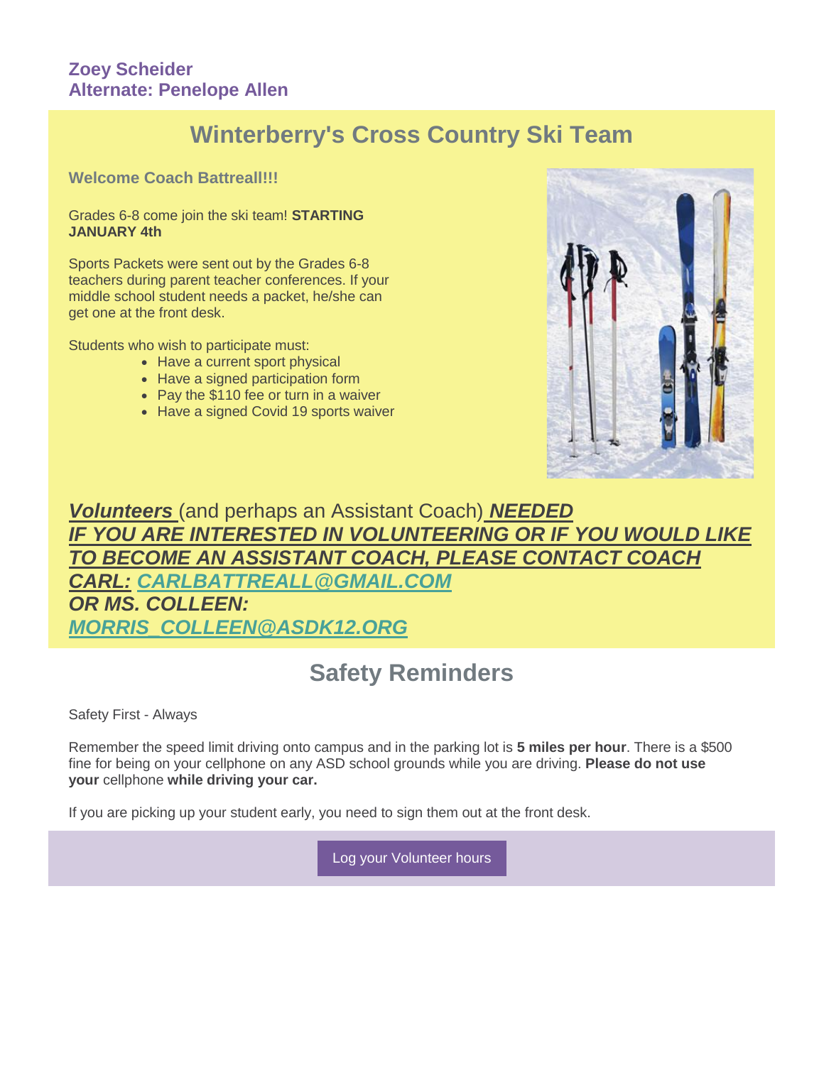**Zoey Scheider**
**Alternate: Penelope Allen**

## Winterberry's Cross Country Ski Team

**Welcome Coach Battreall!!!**

Grades 6-8 come join the ski team! **STARTING JANUARY 4th**

Sports Packets were sent out by the Grades 6-8 teachers during parent teacher conferences. If your middle school student needs a packet, he/she can get one at the front desk.

Students who wish to participate must:

- Have a current sport physical
- Have a signed participation form
- Pay the $110 fee or turn in a waiver
- Have a signed Covid 19 sports waiver

***Volunteers*** (and perhaps an Assistant Coach) ***NEEDED***
***IF YOU ARE INTERESTED IN VOLUNTEERING OR IF YOU WOULD LIKE TO BECOME AN ASSISTANT COACH, PLEASE CONTACT COACH CARL: CARLBATTREALL@GMAIL.COM***
***OR MS. COLLEEN:***
***MORRIS_COLLEEN@ASDK12.ORG***

## Safety Reminders

Safety First - Always

Remember the speed limit driving onto campus and in the parking lot is **5 miles per hour**. There is a $500 fine for being on your cellphone on any ASD school grounds while you are driving. **Please do not use your** cellphone **while driving your car.**

If you are picking up your student early, you need to sign them out at the front desk.

Log your Volunteer hours